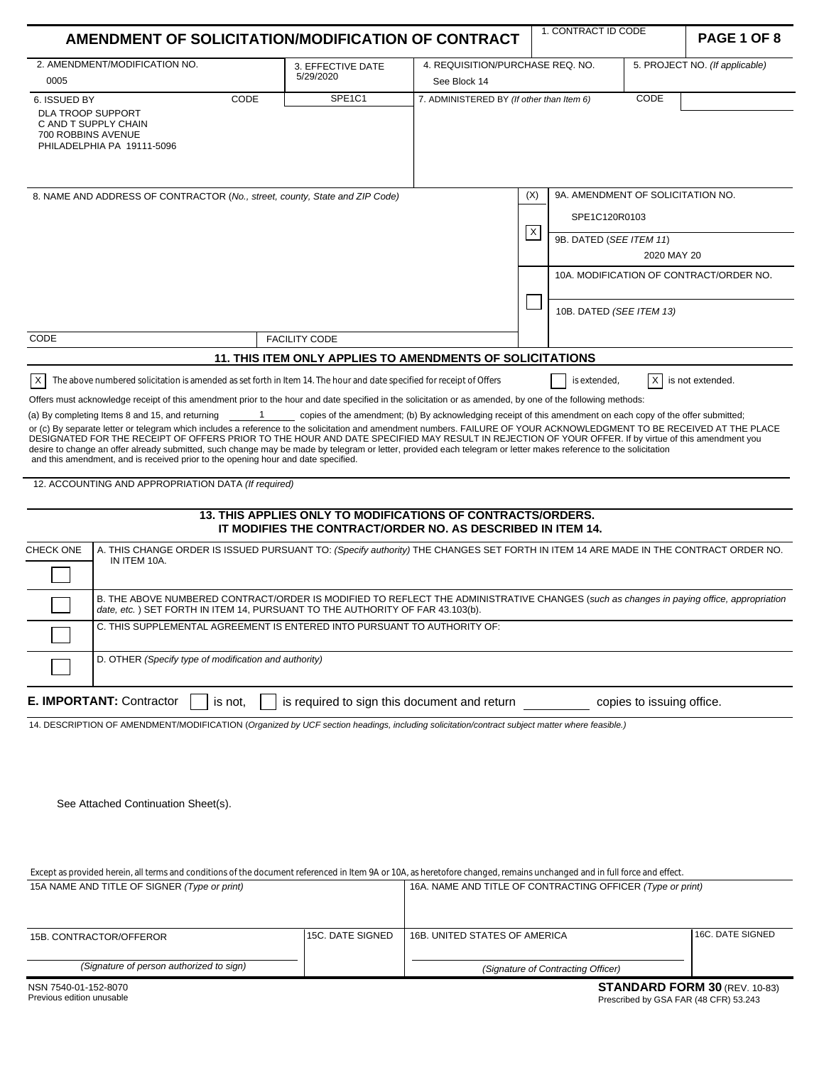# AMENDMENT OF SOLICITATION/MODIFICATION OF CONTRACT

| 1. CONTRACT ID CODE | PAGE 1 OF 8 |
|---|---|
| | |

| 2. AMENDMENT/MODIFICATION NO. | 3. EFFECTIVE DATE | 4. REQUISITION/PURCHASE REQ. NO. | 5. PROJECT NO. *(If applicable)* |
|---|---|---|---|
| 0005 | 5/29/2020 | See Block 14 | |

| 6. ISSUED BY | CODE SPE1C1 | 7. ADMINISTERED BY *(If other than Item 6)* | CODE |
|---|---|---|---|
| DLA TROOP SUPPORT<br>C AND T SUPPLY CHAIN<br>700 ROBBINS AVENUE<br>PHILADELPHIA PA 19111-5096 | | | |

8. NAME AND ADDRESS OF CONTRACTOR (*No., street, county, State and ZIP Code*)

| (X) | |
|---|---|
| X | 9A. AMENDMENT OF SOLICITATION NO.<br>SPE1C120R0103 |
| | 9B. DATED *(SEE ITEM 11)*<br>2020 MAY 20 |
| | 10A. MODIFICATION OF CONTRACT/ORDER NO. |
| | 10B. DATED *(SEE ITEM 13)* |

CODE | FACILITY CODE

## 11. THIS ITEM ONLY APPLIES TO AMENDMENTS OF SOLICITATIONS

[X] The above numbered solicitation is amended as set forth in Item 14. The hour and date specified for receipt of Offers [ ] is extended, [X] is not extended.

Offers must acknowledge receipt of this amendment prior to the hour and date specified in the solicitation or as amended, by one of the following methods:

(a) By completing Items 8 and 15, and returning 1 copies of the amendment; (b) By acknowledging receipt of this amendment on each copy of the offer submitted; or (c) By separate letter or telegram which includes a reference to the solicitation and amendment numbers. FAILURE OF YOUR ACKNOWLEDGMENT TO BE RECEIVED AT THE PLACE DESIGNATED FOR THE RECEIPT OF OFFERS PRIOR TO THE HOUR AND DATE SPECIFIED MAY RESULT IN REJECTION OF YOUR OFFER. If by virtue of this amendment you desire to change an offer already submitted, such change may be made by telegram or letter, provided each telegram or letter makes reference to the solicitation and this amendment, and is received prior to the opening hour and date specified.

12. ACCOUNTING AND APPROPRIATION DATA *(If required)*

## 13. THIS APPLIES ONLY TO MODIFICATIONS OF CONTRACTS/ORDERS. IT MODIFIES THE CONTRACT/ORDER NO. AS DESCRIBED IN ITEM 14.

| CHECK ONE | |
|---|---|
| [ ] | A. THIS CHANGE ORDER IS ISSUED PURSUANT TO: *(Specify authority)* THE CHANGES SET FORTH IN ITEM 14 ARE MADE IN THE CONTRACT ORDER NO. IN ITEM 10A. |
| [ ] | B. THE ABOVE NUMBERED CONTRACT/ORDER IS MODIFIED TO REFLECT THE ADMINISTRATIVE CHANGES (*such as changes in paying office, appropriation date, etc.*) SET FORTH IN ITEM 14, PURSUANT TO THE AUTHORITY OF FAR 43.103(b). |
| [ ] | C. THIS SUPPLEMENTAL AGREEMENT IS ENTERED INTO PURSUANT TO AUTHORITY OF: |
| [ ] | D. OTHER *(Specify type of modification and authority)* |

**E. IMPORTANT:** Contractor [ ] is not, [ ] is required to sign this document and return ______ copies to issuing office.

14. DESCRIPTION OF AMENDMENT/MODIFICATION (*Organized by UCF section headings, including solicitation/contract subject matter where feasible.*)

See Attached Continuation Sheet(s).

Except as provided herein, all terms and conditions of the document referenced in Item 9A or 10A, as heretofore changed, remains unchanged and in full force and effect.

| 15A NAME AND TITLE OF SIGNER *(Type or print)* | | 16A. NAME AND TITLE OF CONTRACTING OFFICER *(Type or print)* | |
|---|---|---|---|
| 15B. CONTRACTOR/OFFEROR<br>*(Signature of person authorized to sign)* | 15C. DATE SIGNED | 16B. UNITED STATES OF AMERICA<br>*(Signature of Contracting Officer)* | 16C. DATE SIGNED |

NSN 7540-01-152-8070
Previous edition unusable

**STANDARD FORM 30** (REV. 10-83)
Prescribed by GSA FAR (48 CFR) 53.243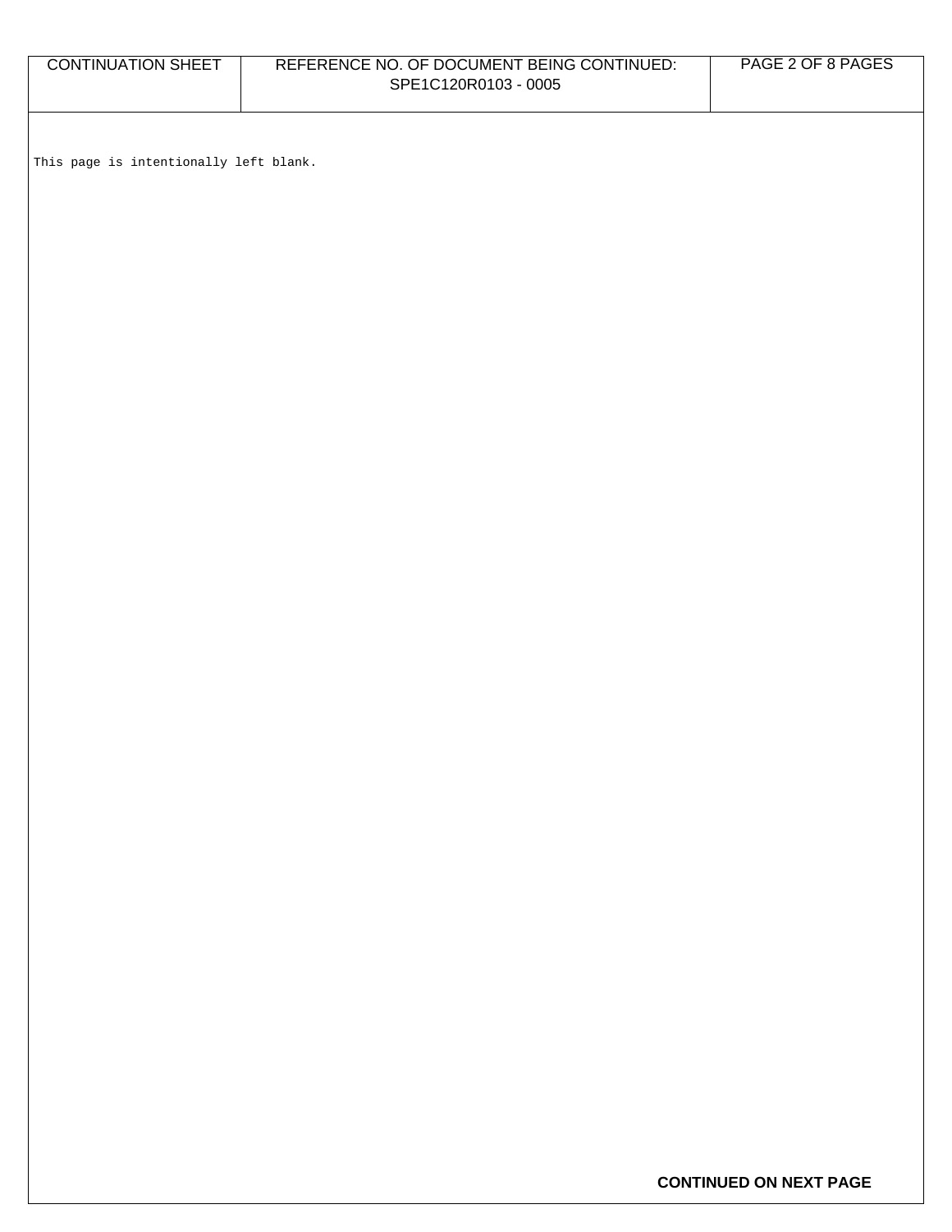This page is intentionally left blank.

**CONTINUED ON NEXT PAGE**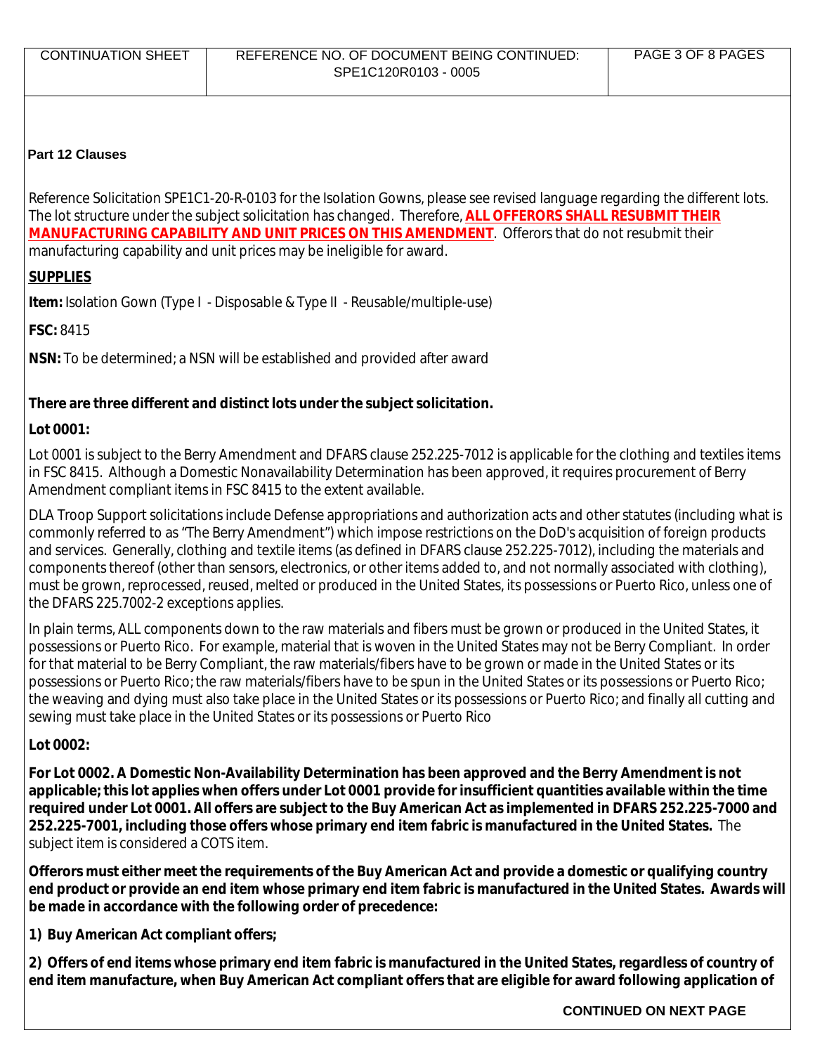**Part 12 Clauses**

Reference Solicitation SPE1C1-20-R-0103 for the Isolation Gowns, please see revised language regarding the different lots. The lot structure under the subject solicitation has changed. Therefore, **ALL OFFERORS SHALL RESUBMIT THEIR MANUFACTURING CAPABILITY AND UNIT PRICES ON THIS AMENDMENT**. Offerors that do not resubmit their manufacturing capability and unit prices may be ineligible for award.

**SUPPLIES**

**Item:** Isolation Gown (Type I - Disposable & Type II - Reusable/multiple-use)

**FSC:** 8415

**NSN:** To be determined; a NSN will be established and provided after award

**There are three different and distinct lots under the subject solicitation.**

**Lot 0001:**

Lot 0001 is subject to the Berry Amendment and DFARS clause 252.225-7012 is applicable for the clothing and textiles items in FSC 8415. Although a Domestic Nonavailability Determination has been approved, it requires procurement of Berry Amendment compliant items in FSC 8415 to the extent available.

DLA Troop Support solicitations include Defense appropriations and authorization acts and other statutes (including what is commonly referred to as "The Berry Amendment") which impose restrictions on the DoD's acquisition of foreign products and services. Generally, clothing and textile items (as defined in DFARS clause 252.225-7012), including the materials and components thereof (other than sensors, electronics, or other items added to, and not normally associated with clothing), must be grown, reprocessed, reused, melted or produced in the United States, its possessions or Puerto Rico, unless one of the DFARS 225.7002-2 exceptions applies.

In plain terms, ALL components down to the raw materials and fibers must be grown or produced in the United States, it possessions or Puerto Rico. For example, material that is woven in the United States may not be Berry Compliant. In order for that material to be Berry Compliant, the raw materials/fibers have to be grown or made in the United States or its possessions or Puerto Rico; the raw materials/fibers have to be spun in the United States or its possessions or Puerto Rico; the weaving and dying must also take place in the United States or its possessions or Puerto Rico; and finally all cutting and sewing must take place in the United States or its possessions or Puerto Rico

**Lot 0002:**

**For Lot 0002. A Domestic Non-Availability Determination has been approved and the Berry Amendment is not applicable; this lot applies when offers under Lot 0001 provide for insufficient quantities available within the time required under Lot 0001. All offers are subject to the Buy American Act as implemented in DFARS 252.225-7000 and 252.225-7001, including those offers whose primary end item fabric is manufactured in the United States.** The subject item is considered a COTS item.

**Offerors must either meet the requirements of the Buy American Act and provide a domestic or qualifying country end product or provide an end item whose primary end item fabric is manufactured in the United States. Awards will be made in accordance with the following order of precedence:**

**1) Buy American Act compliant offers;**

**2) Offers of end items whose primary end item fabric is manufactured in the United States, regardless of country of end item manufacture, when Buy American Act compliant offers that are eligible for award following application of**

**CONTINUED ON NEXT PAGE**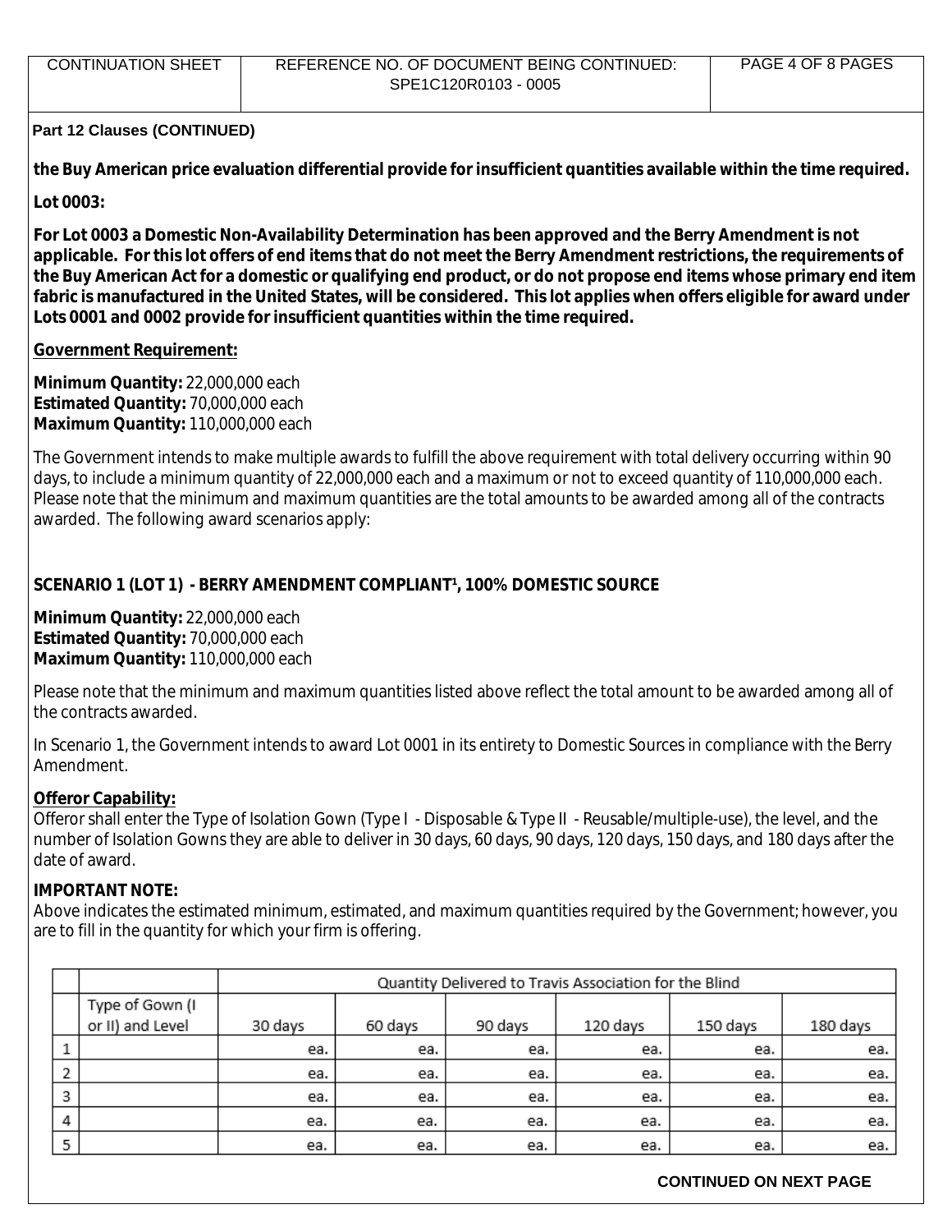**Part 12 Clauses (CONTINUED)**

**the Buy American price evaluation differential provide for insufficient quantities available within the time required.**

**Lot 0003:**

**For Lot 0003 a Domestic Non-Availability Determination has been approved and the Berry Amendment is not applicable. For this lot offers of end items that do not meet the Berry Amendment restrictions, the requirements of the Buy American Act for a domestic or qualifying end product, or do not propose end items whose primary end item fabric is manufactured in the United States, will be considered. This lot applies when offers eligible for award under Lots 0001 and 0002 provide for insufficient quantities within the time required.**

**Government Requirement:**

**Minimum Quantity:** 22,000,000 each
**Estimated Quantity:** 70,000,000 each
**Maximum Quantity:** 110,000,000 each

The Government intends to make multiple awards to fulfill the above requirement with total delivery occurring within 90 days, to include a minimum quantity of 22,000,000 each and a maximum or not to exceed quantity of 110,000,000 each. Please note that the minimum and maximum quantities are the total amounts to be awarded among all of the contracts awarded. The following award scenarios apply:

**SCENARIO 1 (LOT 1) - BERRY AMENDMENT COMPLIANT[1], 100% DOMESTIC SOURCE**

**Minimum Quantity:** 22,000,000 each
**Estimated Quantity:** 70,000,000 each
**Maximum Quantity:** 110,000,000 each

Please note that the minimum and maximum quantities listed above reflect the total amount to be awarded among all of the contracts awarded.

In Scenario 1, the Government intends to award Lot 0001 in its entirety to Domestic Sources in compliance with the Berry Amendment.

**Offeror Capability:**
Offeror shall enter the Type of Isolation Gown (Type I - Disposable & Type II - Reusable/multiple-use), the level, and the number of Isolation Gowns they are able to deliver in 30 days, 60 days, 90 days, 120 days, 150 days, and 180 days after the date of award.

**IMPORTANT NOTE:**
Above indicates the estimated minimum, estimated, and maximum quantities required by the Government; however, you are to fill in the quantity for which your firm is offering.

| | | Quantity Delivered to Travis Association for the Blind | | | | | |
|---|---|---|---|---|---|---|---|
| | Type of Gown (I or II) and Level | 30 days | 60 days | 90 days | 120 days | 150 days | 180 days |
| 1 | | ea. | ea. | ea. | ea. | ea. | ea. |
| 2 | | ea. | ea. | ea. | ea. | ea. | ea. |
| 3 | | ea. | ea. | ea. | ea. | ea. | ea. |
| 4 | | ea. | ea. | ea. | ea. | ea. | ea. |
| 5 | | ea. | ea. | ea. | ea. | ea. | ea. |

**CONTINUED ON NEXT PAGE**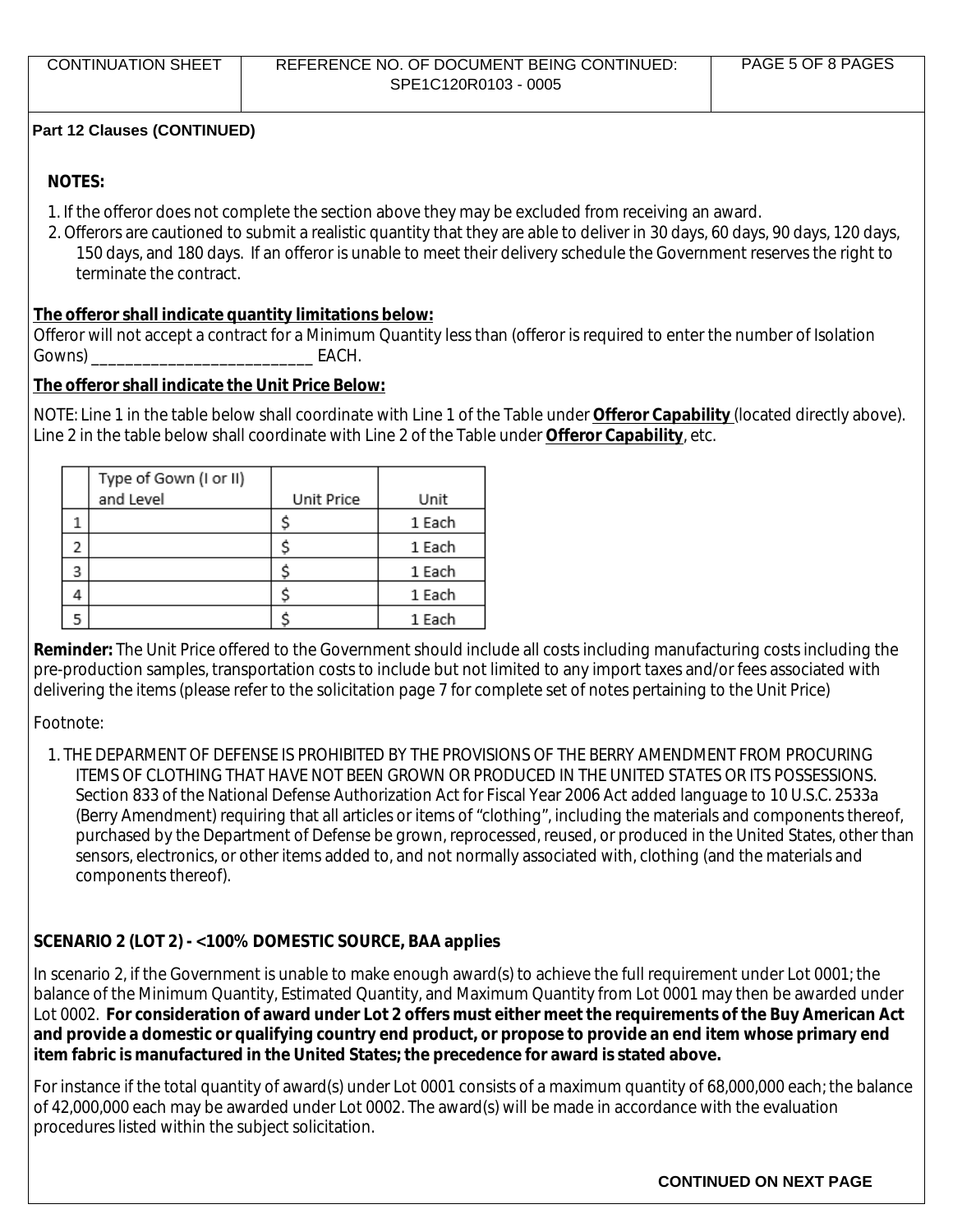**Part 12 Clauses (CONTINUED)**

**NOTES:**

1. If the offeror does not complete the section above they may be excluded from receiving an award.
2. Offerors are cautioned to submit a realistic quantity that they are able to deliver in 30 days, 60 days, 90 days, 120 days, 150 days, and 180 days. If an offeror is unable to meet their delivery schedule the Government reserves the right to terminate the contract.

**The offeror shall indicate quantity limitations below:**

Offeror will not accept a contract for a Minimum Quantity less than (offeror is required to enter the number of Isolation Gowns) __________________________ EACH.

**The offeror shall indicate the Unit Price Below:**

NOTE: Line 1 in the table below shall coordinate with Line 1 of the Table under **Offeror Capability** (located directly above). Line 2 in the table below shall coordinate with Line 2 of the Table under **Offeror Capability**, etc.

| | Type of Gown (I or II) and Level | Unit Price | Unit |
|---|---|---|---|
| 1 | | $ | 1 Each |
| 2 | | $ | 1 Each |
| 3 | | $ | 1 Each |
| 4 | | $ | 1 Each |
| 5 | | $ | 1 Each |

**Reminder:** The Unit Price offered to the Government should include all costs including manufacturing costs including the pre-production samples, transportation costs to include but not limited to any import taxes and/or fees associated with delivering the items (please refer to the solicitation page 7 for complete set of notes pertaining to the Unit Price)

Footnote:

1. THE DEPARMENT OF DEFENSE IS PROHIBITED BY THE PROVISIONS OF THE BERRY AMENDMENT FROM PROCURING ITEMS OF CLOTHING THAT HAVE NOT BEEN GROWN OR PRODUCED IN THE UNITED STATES OR ITS POSSESSIONS. Section 833 of the National Defense Authorization Act for Fiscal Year 2006 Act added language to 10 U.S.C. 2533a (Berry Amendment) requiring that all articles or items of "clothing", including the materials and components thereof, purchased by the Department of Defense be grown, reprocessed, reused, or produced in the United States, other than sensors, electronics, or other items added to, and not normally associated with, clothing (and the materials and components thereof).

**SCENARIO 2 (LOT 2) - <100% DOMESTIC SOURCE, BAA applies**

In scenario 2, if the Government is unable to make enough award(s) to achieve the full requirement under Lot 0001; the balance of the Minimum Quantity, Estimated Quantity, and Maximum Quantity from Lot 0001 may then be awarded under Lot 0002. **For consideration of award under Lot 2 offers must either meet the requirements of the Buy American Act and provide a domestic or qualifying country end product, or propose to provide an end item whose primary end item fabric is manufactured in the United States; the precedence for award is stated above.**

For instance if the total quantity of award(s) under Lot 0001 consists of a maximum quantity of 68,000,000 each; the balance of 42,000,000 each may be awarded under Lot 0002. The award(s) will be made in accordance with the evaluation procedures listed within the subject solicitation.

**CONTINUED ON NEXT PAGE**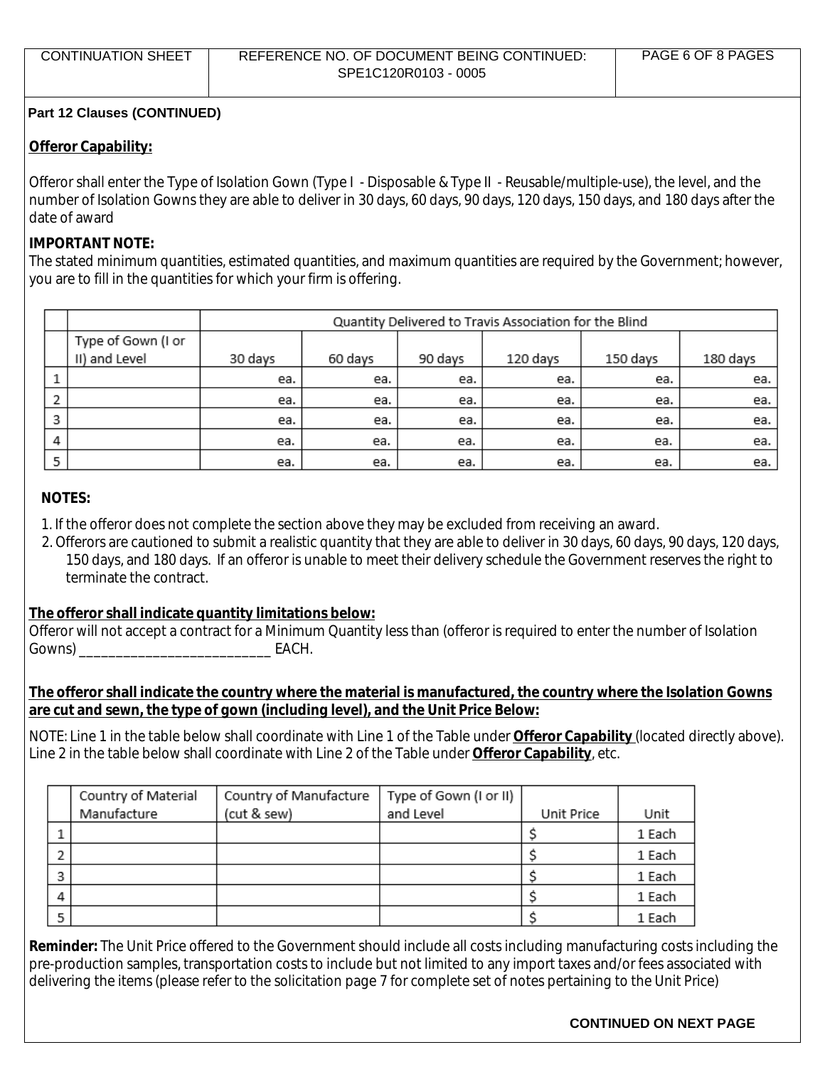| CONTINUATION SHEET | REFERENCE NO. OF DOCUMENT BEING CONTINUED: SPE1C120R0103 - 0005 |
|---|---|

**Part 12 Clauses (CONTINUED)**

**Offeror Capability:**

Offeror shall enter the Type of Isolation Gown (Type I - Disposable & Type II - Reusable/multiple-use), the level, and the number of Isolation Gowns they are able to deliver in 30 days, 60 days, 90 days, 120 days, 150 days, and 180 days after the date of award

**IMPORTANT NOTE:**
The stated minimum quantities, estimated quantities, and maximum quantities are required by the Government; however, you are to fill in the quantities for which your firm is offering.

| | | Quantity Delivered to Travis Association for the Blind | | | | | |
|---|---|---|---|---|---|---|---|
| | Type of Gown (I or II) and Level | 30 days | 60 days | 90 days | 120 days | 150 days | 180 days |
| 1 | | ea. | ea. | ea. | ea. | ea. | ea. |
| 2 | | ea. | ea. | ea. | ea. | ea. | ea. |
| 3 | | ea. | ea. | ea. | ea. | ea. | ea. |
| 4 | | ea. | ea. | ea. | ea. | ea. | ea. |
| 5 | | ea. | ea. | ea. | ea. | ea. | ea. |

**NOTES:**

1. If the offeror does not complete the section above they may be excluded from receiving an award.
2. Offerors are cautioned to submit a realistic quantity that they are able to deliver in 30 days, 60 days, 90 days, 120 days, 150 days, and 180 days. If an offeror is unable to meet their delivery schedule the Government reserves the right to terminate the contract.

**The offeror shall indicate quantity limitations below:**
Offeror will not accept a contract for a Minimum Quantity less than (offeror is required to enter the number of Isolation Gowns) __________________________ EACH.

**The offeror shall indicate the country where the material is manufactured, the country where the Isolation Gowns are cut and sewn, the type of gown (including level), and the Unit Price Below:**

NOTE: Line 1 in the table below shall coordinate with Line 1 of the Table under **Offeror Capability** (located directly above). Line 2 in the table below shall coordinate with Line 2 of the Table under **Offeror Capability**, etc.

| | Country of Material Manufacture | Country of Manufacture (cut & sew) | Type of Gown (I or II) and Level | Unit Price | Unit |
|---|---|---|---|---|---|
| 1 | | | | $ | 1 Each |
| 2 | | | | $ | 1 Each |
| 3 | | | | $ | 1 Each |
| 4 | | | | $ | 1 Each |
| 5 | | | | $ | 1 Each |

**Reminder:** The Unit Price offered to the Government should include all costs including manufacturing costs including the pre-production samples, transportation costs to include but not limited to any import taxes and/or fees associated with delivering the items (please refer to the solicitation page 7 for complete set of notes pertaining to the Unit Price)

**CONTINUED ON NEXT PAGE**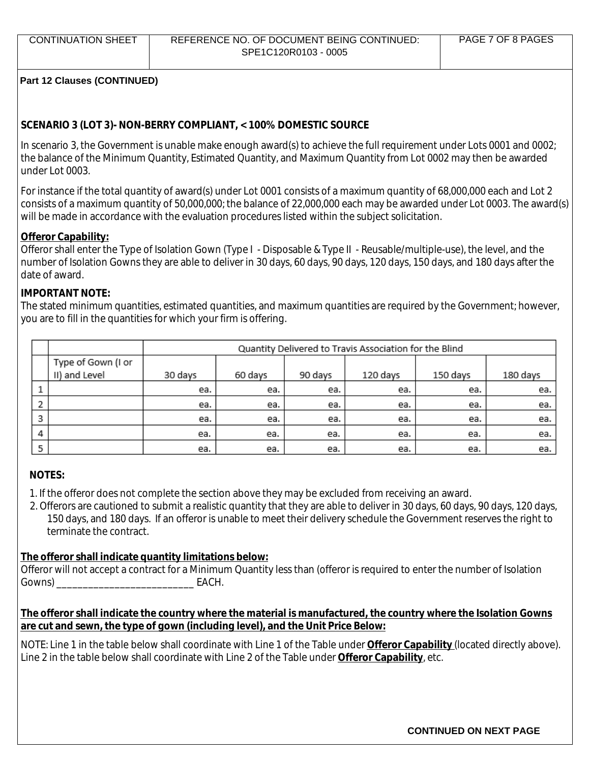**Part 12 Clauses (CONTINUED)**

**SCENARIO 3 (LOT 3)- NON-BERRY COMPLIANT, < 100% DOMESTIC SOURCE**

In scenario 3, the Government is unable make enough award(s) to achieve the full requirement under Lots 0001 and 0002; the balance of the Minimum Quantity, Estimated Quantity, and Maximum Quantity from Lot 0002 may then be awarded under Lot 0003.

For instance if the total quantity of award(s) under Lot 0001 consists of a maximum quantity of 68,000,000 each and Lot 2 consists of a maximum quantity of 50,000,000; the balance of 22,000,000 each may be awarded under Lot 0003. The award(s) will be made in accordance with the evaluation procedures listed within the subject solicitation.

**Offeror Capability:**
Offeror shall enter the Type of Isolation Gown (Type I - Disposable & Type II - Reusable/multiple-use), the level, and the number of Isolation Gowns they are able to deliver in 30 days, 60 days, 90 days, 120 days, 150 days, and 180 days after the date of award.

**IMPORTANT NOTE:**
The stated minimum quantities, estimated quantities, and maximum quantities are required by the Government; however, you are to fill in the quantities for which your firm is offering.

| | | Quantity Delivered to Travis Association for the Blind | | | | | |
|---|---|---|---|---|---|---|---|
| | Type of Gown (I or II) and Level | 30 days | 60 days | 90 days | 120 days | 150 days | 180 days |
| 1 | | ea. | ea. | ea. | ea. | ea. | ea. |
| 2 | | ea. | ea. | ea. | ea. | ea. | ea. |
| 3 | | ea. | ea. | ea. | ea. | ea. | ea. |
| 4 | | ea. | ea. | ea. | ea. | ea. | ea. |
| 5 | | ea. | ea. | ea. | ea. | ea. | ea. |

**NOTES:**

1. If the offeror does not complete the section above they may be excluded from receiving an award.
2. Offerors are cautioned to submit a realistic quantity that they are able to deliver in 30 days, 60 days, 90 days, 120 days, 150 days, and 180 days. If an offeror is unable to meet their delivery schedule the Government reserves the right to terminate the contract.

**The offeror shall indicate quantity limitations below:**
Offeror will not accept a contract for a Minimum Quantity less than (offeror is required to enter the number of Isolation Gowns) __________________________ EACH.

**The offeror shall indicate the country where the material is manufactured, the country where the Isolation Gowns are cut and sewn, the type of gown (including level), and the Unit Price Below:**

NOTE: Line 1 in the table below shall coordinate with Line 1 of the Table under **Offeror Capability** (located directly above). Line 2 in the table below shall coordinate with Line 2 of the Table under **Offeror Capability**, etc.

**CONTINUED ON NEXT PAGE**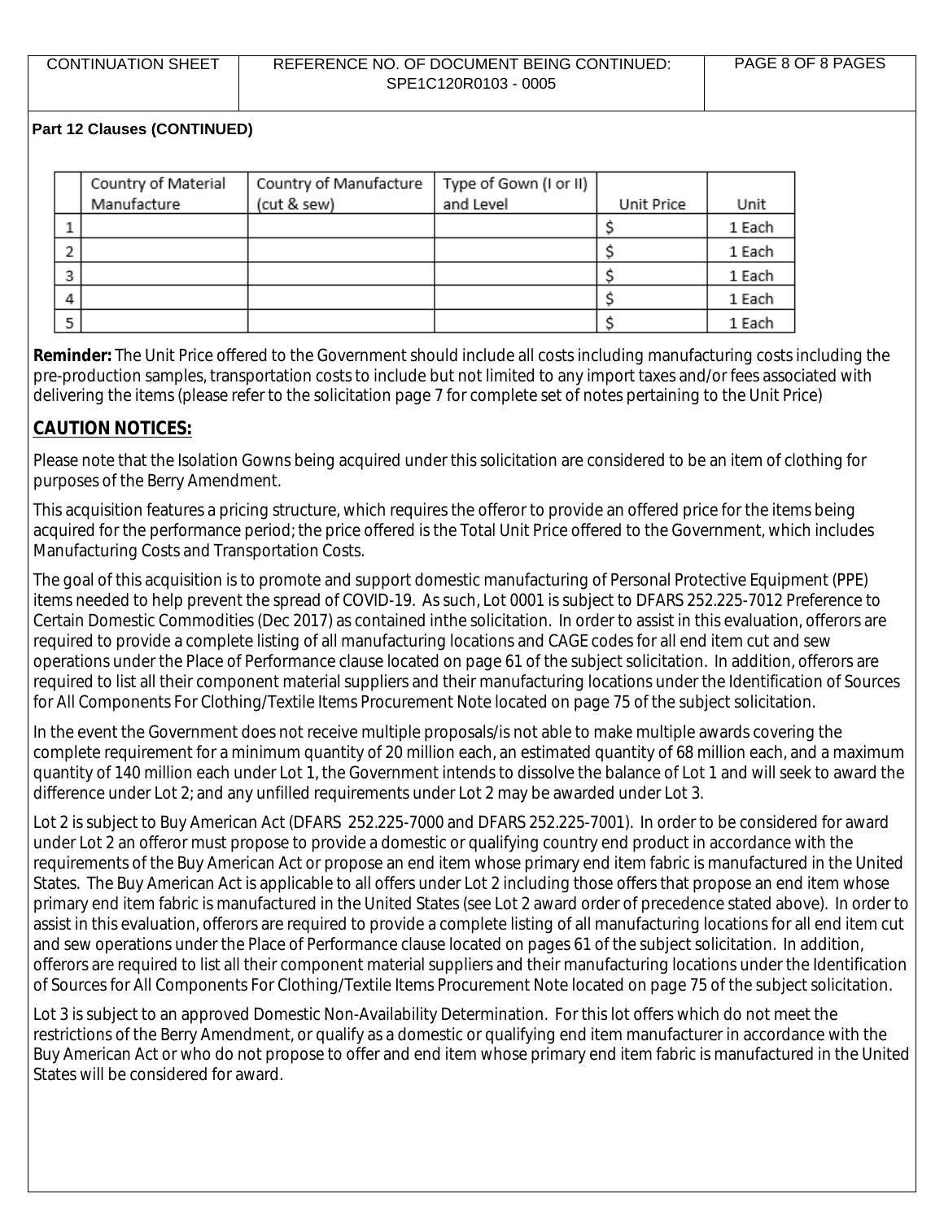**Part 12 Clauses (CONTINUED)**

| | Country of Material Manufacture | Country of Manufacture (cut & sew) | Type of Gown (I or II) and Level | Unit Price | Unit |
|---|---|---|---|---|---|
| 1 | | | | $ | 1 Each |
| 2 | | | | $ | 1 Each |
| 3 | | | | $ | 1 Each |
| 4 | | | | $ | 1 Each |
| 5 | | | | $ | 1 Each |

**Reminder:** The Unit Price offered to the Government should include all costs including manufacturing costs including the pre-production samples, transportation costs to include but not limited to any import taxes and/or fees associated with delivering the items (please refer to the solicitation page 7 for complete set of notes pertaining to the Unit Price)

## CAUTION NOTICES:

Please note that the Isolation Gowns being acquired under this solicitation are considered to be an item of clothing for purposes of the Berry Amendment.

This acquisition features a pricing structure, which requires the offeror to provide an offered price for the items being acquired for the performance period; the price offered is the Total Unit Price offered to the Government, which includes Manufacturing Costs and Transportation Costs.

The goal of this acquisition is to promote and support domestic manufacturing of Personal Protective Equipment (PPE) items needed to help prevent the spread of COVID-19. As such, Lot 0001 is subject to DFARS 252.225-7012 Preference to Certain Domestic Commodities (Dec 2017) as contained inthe solicitation. In order to assist in this evaluation, offerors are required to provide a complete listing of all manufacturing locations and CAGE codes for all end item cut and sew operations under the Place of Performance clause located on page 61 of the subject solicitation. In addition, offerors are required to list all their component material suppliers and their manufacturing locations under the Identification of Sources for All Components For Clothing/Textile Items Procurement Note located on page 75 of the subject solicitation.

In the event the Government does not receive multiple proposals/is not able to make multiple awards covering the complete requirement for a minimum quantity of 20 million each, an estimated quantity of 68 million each, and a maximum quantity of 140 million each under Lot 1, the Government intends to dissolve the balance of Lot 1 and will seek to award the difference under Lot 2; and any unfilled requirements under Lot 2 may be awarded under Lot 3.

Lot 2 is subject to Buy American Act (DFARS 252.225-7000 and DFARS 252.225-7001). In order to be considered for award under Lot 2 an offeror must propose to provide a domestic or qualifying country end product in accordance with the requirements of the Buy American Act or propose an end item whose primary end item fabric is manufactured in the United States. The Buy American Act is applicable to all offers under Lot 2 including those offers that propose an end item whose primary end item fabric is manufactured in the United States (see Lot 2 award order of precedence stated above). In order to assist in this evaluation, offerors are required to provide a complete listing of all manufacturing locations for all end item cut and sew operations under the Place of Performance clause located on pages 61 of the subject solicitation. In addition, offerors are required to list all their component material suppliers and their manufacturing locations under the Identification of Sources for All Components For Clothing/Textile Items Procurement Note located on page 75 of the subject solicitation.

Lot 3 is subject to an approved Domestic Non-Availability Determination. For this lot offers which do not meet the restrictions of the Berry Amendment, or qualify as a domestic or qualifying end item manufacturer in accordance with the Buy American Act or who do not propose to offer and end item whose primary end item fabric is manufactured in the United States will be considered for award.